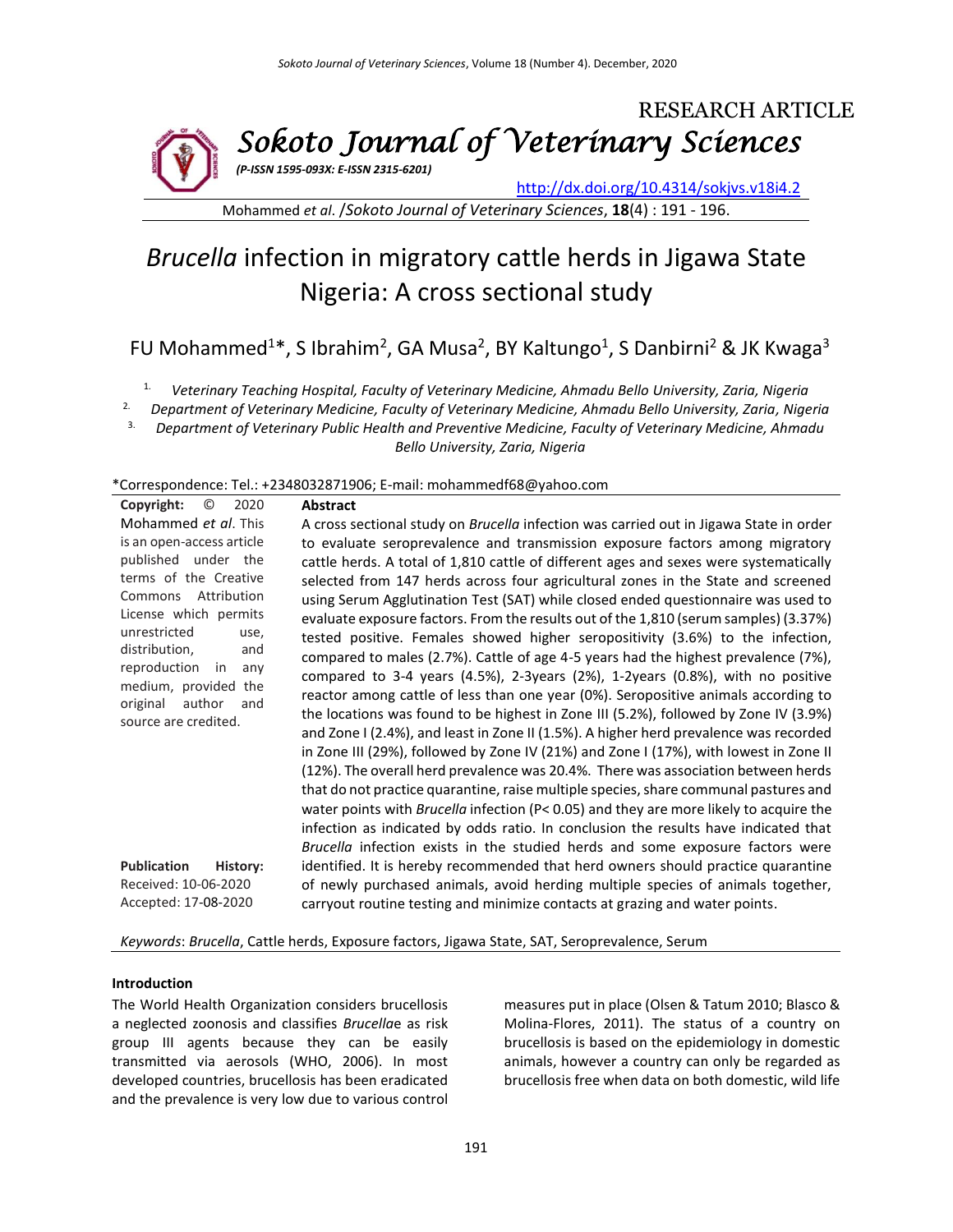RESEARCH ARTICLE

# Sokoto Journal of Veterinary Sciences

*(P-ISSN 1595-093X: E-ISSN 2315-6201)*

http://dx.doi.org/10.4314/sokjvs.v18i4.2

Mohammed *et al.* /*Sokoto Journal of Veterinary Sciences*, **18**(4) : 191 - 196.

# *Brucella* infection in migratory cattle herds in Jigawa State Nigeria: A cross sectional study

FU Mohammed[1]*, S Ibrahim[2], GA Musa[2], BY Kaltungo[1], S Danbirni[2] & JK Kwaga[3]

1. *Veterinary Teaching Hospital, Faculty of Veterinary Medicine, Ahmadu Bello University, Zaria, Nigeria*
2. *Department of Veterinary Medicine, Faculty of Veterinary Medicine, Ahmadu Bello University, Zaria, Nigeria*
3. *Department of Veterinary Public Health and Preventive Medicine, Faculty of Veterinary Medicine, Ahmadu Bello University, Zaria, Nigeria*

*Correspondence: Tel.: +2348032871906; E-mail: mohammedf68@yahoo.com

**Copyright:** © 2020 Mohammed *et al*. This is an open-access article published under the terms of the Creative Commons Attribution License which permits unrestricted use, distribution, and reproduction in any medium, provided the original author and source are credited.

**Publication History:**
Received: 10-06-2020
Accepted: 17-08-2020

## Abstract

A cross sectional study on *Brucella* infection was carried out in Jigawa State in order to evaluate seroprevalence and transmission exposure factors among migratory cattle herds. A total of 1,810 cattle of different ages and sexes were systematically selected from 147 herds across four agricultural zones in the State and screened using Serum Agglutination Test (SAT) while closed ended questionnaire was used to evaluate exposure factors. From the results out of the 1,810 (serum samples) (3.37%) tested positive. Females showed higher seropositivity (3.6%) to the infection, compared to males (2.7%). Cattle of age 4-5 years had the highest prevalence (7%), compared to 3-4 years (4.5%), 2-3years (2%), 1-2years (0.8%), with no positive reactor among cattle of less than one year (0%). Seropositive animals according to the locations was found to be highest in Zone III (5.2%), followed by Zone IV (3.9%) and Zone I (2.4%), and least in Zone II (1.5%). A higher herd prevalence was recorded in Zone III (29%), followed by Zone IV (21%) and Zone I (17%), with lowest in Zone II (12%). The overall herd prevalence was 20.4%. There was association between herds that do not practice quarantine, raise multiple species, share communal pastures and water points with *Brucella* infection ($P < 0.05$) and they are more likely to acquire the infection as indicated by odds ratio. In conclusion the results have indicated that *Brucella* infection exists in the studied herds and some exposure factors were identified. It is hereby recommended that herd owners should practice quarantine of newly purchased animals, avoid herding multiple species of animals together, carryout routine testing and minimize contacts at grazing and water points.

*Keywords*: *Brucella*, Cattle herds, Exposure factors, Jigawa State, SAT, Seroprevalence, Serum

## Introduction

The World Health Organization considers brucellosis a neglected zoonosis and classifies *Brucella*e as risk group III agents because they can be easily transmitted via aerosols (WHO, 2006). In most developed countries, brucellosis has been eradicated and the prevalence is very low due to various control measures put in place (Olsen & Tatum 2010; Blasco & Molina-Flores, 2011). The status of a country on brucellosis is based on the epidemiology in domestic animals, however a country can only be regarded as brucellosis free when data on both domestic, wild life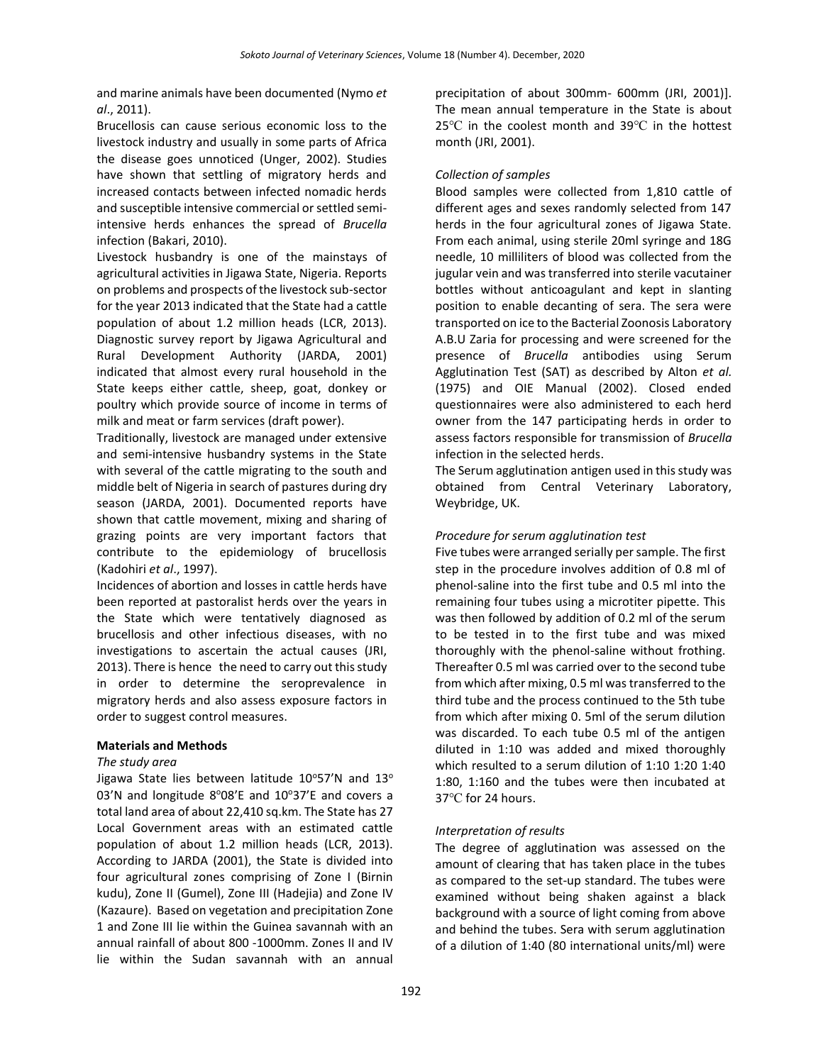and marine animals have been documented (Nymo *et al*., 2011).

Brucellosis can cause serious economic loss to the livestock industry and usually in some parts of Africa the disease goes unnoticed (Unger, 2002). Studies have shown that settling of migratory herds and increased contacts between infected nomadic herds and susceptible intensive commercial or settled semi-intensive herds enhances the spread of *Brucella* infection (Bakari, 2010).

Livestock husbandry is one of the mainstays of agricultural activities in Jigawa State, Nigeria. Reports on problems and prospects of the livestock sub-sector for the year 2013 indicated that the State had a cattle population of about 1.2 million heads (LCR, 2013). Diagnostic survey report by Jigawa Agricultural and Rural Development Authority (JARDA, 2001) indicated that almost every rural household in the State keeps either cattle, sheep, goat, donkey or poultry which provide source of income in terms of milk and meat or farm services (draft power).

Traditionally, livestock are managed under extensive and semi-intensive husbandry systems in the State with several of the cattle migrating to the south and middle belt of Nigeria in search of pastures during dry season (JARDA, 2001). Documented reports have shown that cattle movement, mixing and sharing of grazing points are very important factors that contribute to the epidemiology of brucellosis (Kadohiri *et al*., 1997).

Incidences of abortion and losses in cattle herds have been reported at pastoralist herds over the years in the State which were tentatively diagnosed as brucellosis and other infectious diseases, with no investigations to ascertain the actual causes (JRI, 2013). There is hence the need to carry out this study in order to determine the seroprevalence in migratory herds and also assess exposure factors in order to suggest control measures.

## Materials and Methods

### *The study area*

Jigawa State lies between latitude 10°57'N and 13° 03'N and longitude 8°08'E and 10°37'E and covers a total land area of about 22,410 sq.km. The State has 27 Local Government areas with an estimated cattle population of about 1.2 million heads (LCR, 2013). According to JARDA (2001), the State is divided into four agricultural zones comprising of Zone I (Birnin kudu), Zone II (Gumel), Zone III (Hadejia) and Zone IV (Kazaure). Based on vegetation and precipitation Zone 1 and Zone III lie within the Guinea savannah with an annual rainfall of about 800 -1000mm. Zones II and IV lie within the Sudan savannah with an annual precipitation of about 300mm- 600mm (JRI, 2001)]. The mean annual temperature in the State is about 25℃ in the coolest month and 39℃ in the hottest month (JRI, 2001).

### *Collection of samples*

Blood samples were collected from 1,810 cattle of different ages and sexes randomly selected from 147 herds in the four agricultural zones of Jigawa State. From each animal, using sterile 20ml syringe and 18G needle, 10 milliliters of blood was collected from the jugular vein and was transferred into sterile vacutainer bottles without anticoagulant and kept in slanting position to enable decanting of sera. The sera were transported on ice to the Bacterial Zoonosis Laboratory A.B.U Zaria for processing and were screened for the presence of *Brucella* antibodies using Serum Agglutination Test (SAT) as described by Alton *et al.* (1975) and OIE Manual (2002). Closed ended questionnaires were also administered to each herd owner from the 147 participating herds in order to assess factors responsible for transmission of *Brucella* infection in the selected herds.

The Serum agglutination antigen used in this study was obtained from Central Veterinary Laboratory, Weybridge, UK.

### *Procedure for serum agglutination test*

Five tubes were arranged serially per sample. The first step in the procedure involves addition of 0.8 ml of phenol-saline into the first tube and 0.5 ml into the remaining four tubes using a microtiter pipette. This was then followed by addition of 0.2 ml of the serum to be tested in to the first tube and was mixed thoroughly with the phenol-saline without frothing. Thereafter 0.5 ml was carried over to the second tube from which after mixing, 0.5 ml was transferred to the third tube and the process continued to the 5th tube from which after mixing 0. 5ml of the serum dilution was discarded. To each tube 0.5 ml of the antigen diluted in 1:10 was added and mixed thoroughly which resulted to a serum dilution of 1:10 1:20 1:40 1:80, 1:160 and the tubes were then incubated at 37℃ for 24 hours.

### *Interpretation of results*

The degree of agglutination was assessed on the amount of clearing that has taken place in the tubes as compared to the set-up standard. The tubes were examined without being shaken against a black background with a source of light coming from above and behind the tubes. Sera with serum agglutination of a dilution of 1:40 (80 international units/ml) were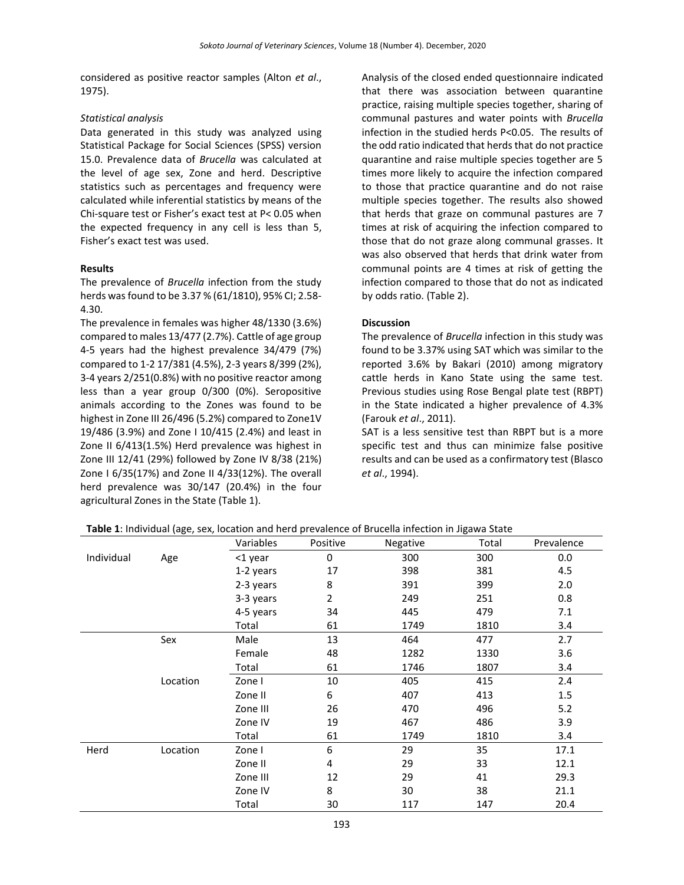considered as positive reactor samples (Alton *et al*., 1975).

*Statistical analysis*

Data generated in this study was analyzed using Statistical Package for Social Sciences (SPSS) version 15.0. Prevalence data of *Brucella* was calculated at the level of age sex, Zone and herd. Descriptive statistics such as percentages and frequency were calculated while inferential statistics by means of the Chi-square test or Fisher's exact test at P< 0.05 when the expected frequency in any cell is less than 5, Fisher's exact test was used.

**Results**

The prevalence of *Brucella* infection from the study herds was found to be 3.37 % (61/1810), 95% CI; 2.58-4.30.

The prevalence in females was higher 48/1330 (3.6%) compared to males 13/477 (2.7%). Cattle of age group 4-5 years had the highest prevalence 34/479 (7%) compared to 1-2 17/381 (4.5%), 2-3 years 8/399 (2%), 3-4 years 2/251(0.8%) with no positive reactor among less than a year group 0/300 (0%). Seropositive animals according to the Zones was found to be highest in Zone III 26/496 (5.2%) compared to Zone1V 19/486 (3.9%) and Zone I 10/415 (2.4%) and least in Zone II 6/413(1.5%) Herd prevalence was highest in Zone III 12/41 (29%) followed by Zone IV 8/38 (21%) Zone I 6/35(17%) and Zone II 4/33(12%). The overall herd prevalence was 30/147 (20.4%) in the four agricultural Zones in the State (Table 1).

Analysis of the closed ended questionnaire indicated that there was association between quarantine practice, raising multiple species together, sharing of communal pastures and water points with *Brucella* infection in the studied herds P<0.05. The results of the odd ratio indicated that herds that do not practice quarantine and raise multiple species together are 5 times more likely to acquire the infection compared to those that practice quarantine and do not raise multiple species together. The results also showed that herds that graze on communal pastures are 7 times at risk of acquiring the infection compared to those that do not graze along communal grasses. It was also observed that herds that drink water from communal points are 4 times at risk of getting the infection compared to those that do not as indicated by odds ratio. (Table 2).

**Discussion**

The prevalence of *Brucella* infection in this study was found to be 3.37% using SAT which was similar to the reported 3.6% by Bakari (2010) among migratory cattle herds in Kano State using the same test. Previous studies using Rose Bengal plate test (RBPT) in the State indicated a higher prevalence of 4.3% (Farouk *et al*., 2011).

SAT is a less sensitive test than RBPT but is a more specific test and thus can minimize false positive results and can be used as a confirmatory test (Blasco *et al*., 1994).

**Table 1**: Individual (age, sex, location and herd prevalence of Brucella infection in Jigawa State

| | | Variables | Positive | Negative | Total | Prevalence |
|---|---|---|---|---|---|---|
| Individual | Age | <1 year | 0 | 300 | 300 | 0.0 |
| | | 1-2 years | 17 | 398 | 381 | 4.5 |
| | | 2-3 years | 8 | 391 | 399 | 2.0 |
| | | 3-3 years | 2 | 249 | 251 | 0.8 |
| | | 4-5 years | 34 | 445 | 479 | 7.1 |
| | | Total | 61 | 1749 | 1810 | 3.4 |
| | Sex | Male | 13 | 464 | 477 | 2.7 |
| | | Female | 48 | 1282 | 1330 | 3.6 |
| | | Total | 61 | 1746 | 1807 | 3.4 |
| | Location | Zone I | 10 | 405 | 415 | 2.4 |
| | | Zone II | 6 | 407 | 413 | 1.5 |
| | | Zone III | 26 | 470 | 496 | 5.2 |
| | | Zone IV | 19 | 467 | 486 | 3.9 |
| | | Total | 61 | 1749 | 1810 | 3.4 |
| Herd | Location | Zone I | 6 | 29 | 35 | 17.1 |
| | | Zone II | 4 | 29 | 33 | 12.1 |
| | | Zone III | 12 | 29 | 41 | 29.3 |
| | | Zone IV | 8 | 30 | 38 | 21.1 |
| | | Total | 30 | 117 | 147 | 20.4 |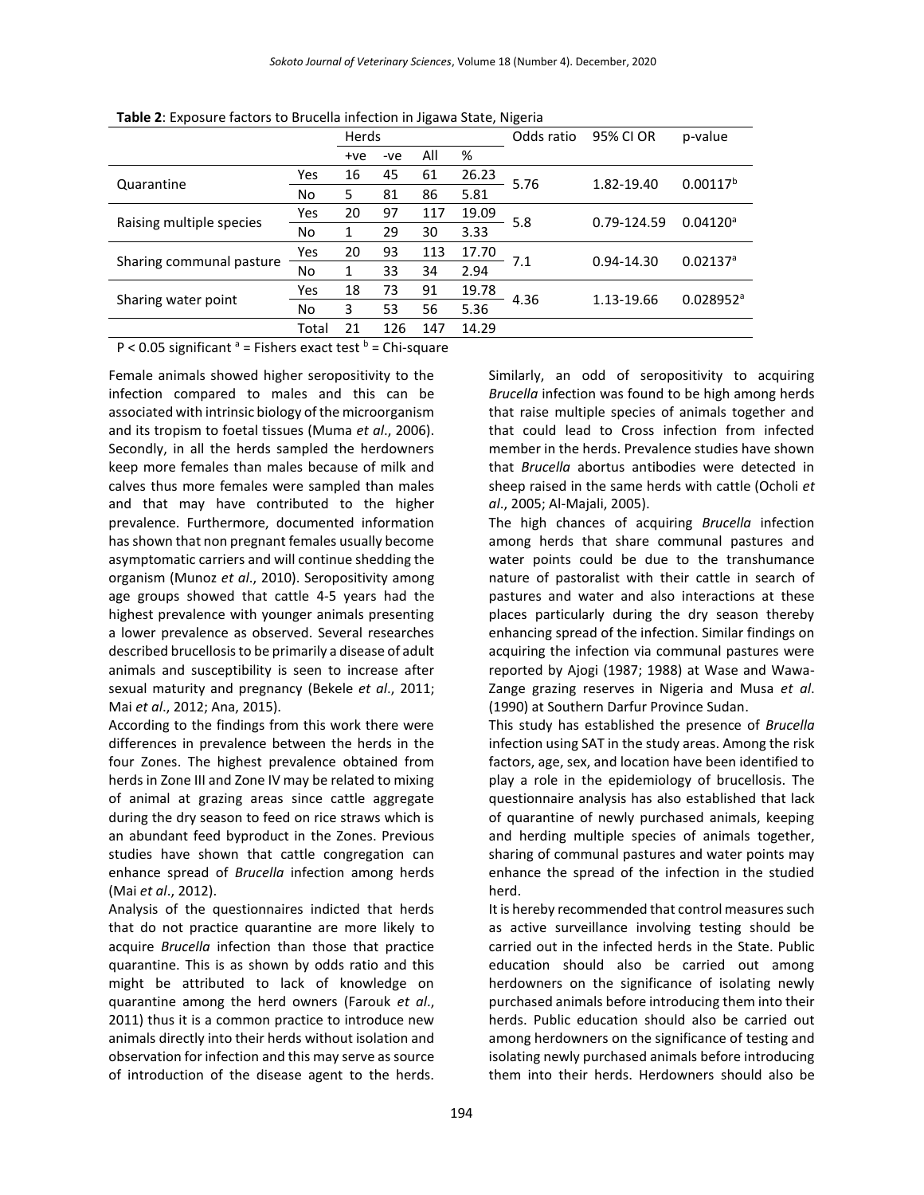**Table 2**: Exposure factors to Brucella infection in Jigawa State, Nigeria

| | | Herds | | | | Odds ratio | 95% CI OR | p-value |
|---|---|---|---|---|---|---|---|---|
| | | +ve | -ve | All | % | | | |
| Quarantine | Yes | 16 | 45 | 61 | 26.23 | 5.76 | 1.82-19.40 | 0.00117[b] |
| | No | 5 | 81 | 86 | 5.81 | | | |
| Raising multiple species | Yes | 20 | 97 | 117 | 19.09 | 5.8 | 0.79-124.59 | 0.04120[a] |
| | No | 1 | 29 | 30 | 3.33 | | | |
| Sharing communal pasture | Yes | 20 | 93 | 113 | 17.70 | 7.1 | 0.94-14.30 | 0.02137[a] |
| | No | 1 | 33 | 34 | 2.94 | | | |
| Sharing water point | Yes | 18 | 73 | 91 | 19.78 | 4.36 | 1.13-19.66 | 0.028952[a] |
| | No | 3 | 53 | 56 | 5.36 | | | |
| | Total | 21 | 126 | 147 | 14.29 | | | |

$P < 0.05$ significant [a] = Fishers exact test [b] = Chi-square

Female animals showed higher seropositivity to the infection compared to males and this can be associated with intrinsic biology of the microorganism and its tropism to foetal tissues (Muma *et al*., 2006). Secondly, in all the herds sampled the herdowners keep more females than males because of milk and calves thus more females were sampled than males and that may have contributed to the higher prevalence. Furthermore, documented information has shown that non pregnant females usually become asymptomatic carriers and will continue shedding the organism (Munoz *et al*., 2010). Seropositivity among age groups showed that cattle 4-5 years had the highest prevalence with younger animals presenting a lower prevalence as observed. Several researches described brucellosis to be primarily a disease of adult animals and susceptibility is seen to increase after sexual maturity and pregnancy (Bekele *et al*., 2011; Mai *et al*., 2012; Ana, 2015).

According to the findings from this work there were differences in prevalence between the herds in the four Zones. The highest prevalence obtained from herds in Zone III and Zone IV may be related to mixing of animal at grazing areas since cattle aggregate during the dry season to feed on rice straws which is an abundant feed byproduct in the Zones. Previous studies have shown that cattle congregation can enhance spread of *Brucella* infection among herds (Mai *et al*., 2012).

Analysis of the questionnaires indicted that herds that do not practice quarantine are more likely to acquire *Brucella* infection than those that practice quarantine. This is as shown by odds ratio and this might be attributed to lack of knowledge on quarantine among the herd owners (Farouk *et al*., 2011) thus it is a common practice to introduce new animals directly into their herds without isolation and observation for infection and this may serve as source of introduction of the disease agent to the herds.

Similarly, an odd of seropositivity to acquiring *Brucella* infection was found to be high among herds that raise multiple species of animals together and that could lead to Cross infection from infected member in the herds. Prevalence studies have shown that *Brucella* abortus antibodies were detected in sheep raised in the same herds with cattle (Ocholi *et al*., 2005; Al-Majali, 2005).

The high chances of acquiring *Brucella* infection among herds that share communal pastures and water points could be due to the transhumance nature of pastoralist with their cattle in search of pastures and water and also interactions at these places particularly during the dry season thereby enhancing spread of the infection. Similar findings on acquiring the infection via communal pastures were reported by Ajogi (1987; 1988) at Wase and Wawa-Zange grazing reserves in Nigeria and Musa *et al*. (1990) at Southern Darfur Province Sudan.

This study has established the presence of *Brucella* infection using SAT in the study areas. Among the risk factors, age, sex, and location have been identified to play a role in the epidemiology of brucellosis. The questionnaire analysis has also established that lack of quarantine of newly purchased animals, keeping and herding multiple species of animals together, sharing of communal pastures and water points may enhance the spread of the infection in the studied herd.

It is hereby recommended that control measures such as active surveillance involving testing should be carried out in the infected herds in the State. Public education should also be carried out among herdowners on the significance of isolating newly purchased animals before introducing them into their herds. Public education should also be carried out among herdowners on the significance of testing and isolating newly purchased animals before introducing them into their herds. Herdowners should also be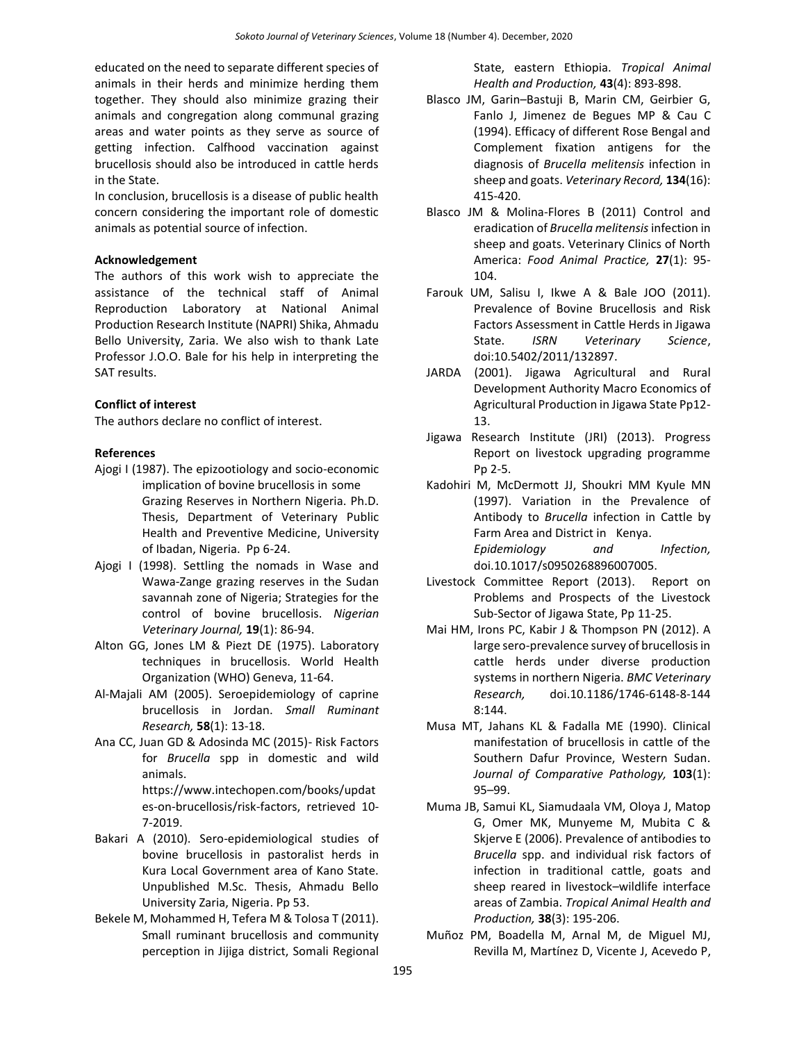educated on the need to separate different species of animals in their herds and minimize herding them together. They should also minimize grazing their animals and congregation along communal grazing areas and water points as they serve as source of getting infection. Calfhood vaccination against brucellosis should also be introduced in cattle herds in the State.

In conclusion, brucellosis is a disease of public health concern considering the important role of domestic animals as potential source of infection.

**Acknowledgement**

The authors of this work wish to appreciate the assistance of the technical staff of Animal Reproduction Laboratory at National Animal Production Research Institute (NAPRI) Shika, Ahmadu Bello University, Zaria. We also wish to thank Late Professor J.O.O. Bale for his help in interpreting the SAT results.

**Conflict of interest**

The authors declare no conflict of interest.

**References**

Ajogi I (1987). The epizootiology and socio-economic implication of bovine brucellosis in some Grazing Reserves in Northern Nigeria. Ph.D. Thesis, Department of Veterinary Public Health and Preventive Medicine, University of Ibadan, Nigeria. Pp 6-24.

Ajogi I (1998). Settling the nomads in Wase and Wawa-Zange grazing reserves in the Sudan savannah zone of Nigeria; Strategies for the control of bovine brucellosis. *Nigerian Veterinary Journal,* **19**(1): 86-94.

Alton GG, Jones LM & Piezt DE (1975). Laboratory techniques in brucellosis. World Health Organization (WHO) Geneva, 11-64.

Al-Majali AM (2005). Seroepidemiology of caprine brucellosis in Jordan. *Small Ruminant Research,* **58**(1): 13-18.

Ana CC, Juan GD & Adosinda MC (2015)- Risk Factors for *Brucella* spp in domestic and wild animals. https://www.intechopen.com/books/updates-on-brucellosis/risk-factors, retrieved 10-7-2019.

Bakari A (2010). Sero-epidemiological studies of bovine brucellosis in pastoralist herds in Kura Local Government area of Kano State. Unpublished M.Sc. Thesis, Ahmadu Bello University Zaria, Nigeria. Pp 53.

Bekele M, Mohammed H, Tefera M & Tolosa T (2011). Small ruminant brucellosis and community perception in Jijiga district, Somali Regional State, eastern Ethiopia. *Tropical Animal Health and Production,* **43**(4): 893-898.

Blasco JM, Garin–Bastuji B, Marin CM, Geirbier G, Fanlo J, Jimenez de Begues MP & Cau C (1994). Efficacy of different Rose Bengal and Complement fixation antigens for the diagnosis of *Brucella melitensis* infection in sheep and goats. *Veterinary Record,* **134**(16): 415-420.

Blasco JM & Molina-Flores B (2011) Control and eradication of *Brucella melitensis* infection in sheep and goats. Veterinary Clinics of North America: *Food Animal Practice,* **27**(1): 95-104.

Farouk UM, Salisu I, Ikwe A & Bale JOO (2011). Prevalence of Bovine Brucellosis and Risk Factors Assessment in Cattle Herds in Jigawa State. *ISRN Veterinary Science*, doi:10.5402/2011/132897.

JARDA (2001). Jigawa Agricultural and Rural Development Authority Macro Economics of Agricultural Production in Jigawa State Pp12-13.

Jigawa Research Institute (JRI) (2013). Progress Report on livestock upgrading programme Pp 2-5.

Kadohiri M, McDermott JJ, Shoukri MM Kyule MN (1997). Variation in the Prevalence of Antibody to *Brucella* infection in Cattle by Farm Area and District in Kenya. *Epidemiology and Infection,* doi.10.1017/s0950268896007005.

Livestock Committee Report (2013). Report on Problems and Prospects of the Livestock Sub-Sector of Jigawa State, Pp 11-25.

Mai HM, Irons PC, Kabir J & Thompson PN (2012). A large sero-prevalence survey of brucellosis in cattle herds under diverse production systems in northern Nigeria. *BMC Veterinary Research,* doi.10.1186/1746-6148-8-144 8:144.

Musa MT, Jahans KL & Fadalla ME (1990). Clinical manifestation of brucellosis in cattle of the Southern Dafur Province, Western Sudan. *Journal of Comparative Pathology,* **103**(1): 95–99.

Muma JB, Samui KL, Siamudaala VM, Oloya J, Matop G, Omer MK, Munyeme M, Mubita C & Skjerve E (2006). Prevalence of antibodies to *Brucella* spp. and individual risk factors of infection in traditional cattle, goats and sheep reared in livestock–wildlife interface areas of Zambia. *Tropical Animal Health and Production,* **38**(3): 195-206.

Muñoz PM, Boadella M, Arnal M, de Miguel MJ, Revilla M, Martínez D, Vicente J, Acevedo P,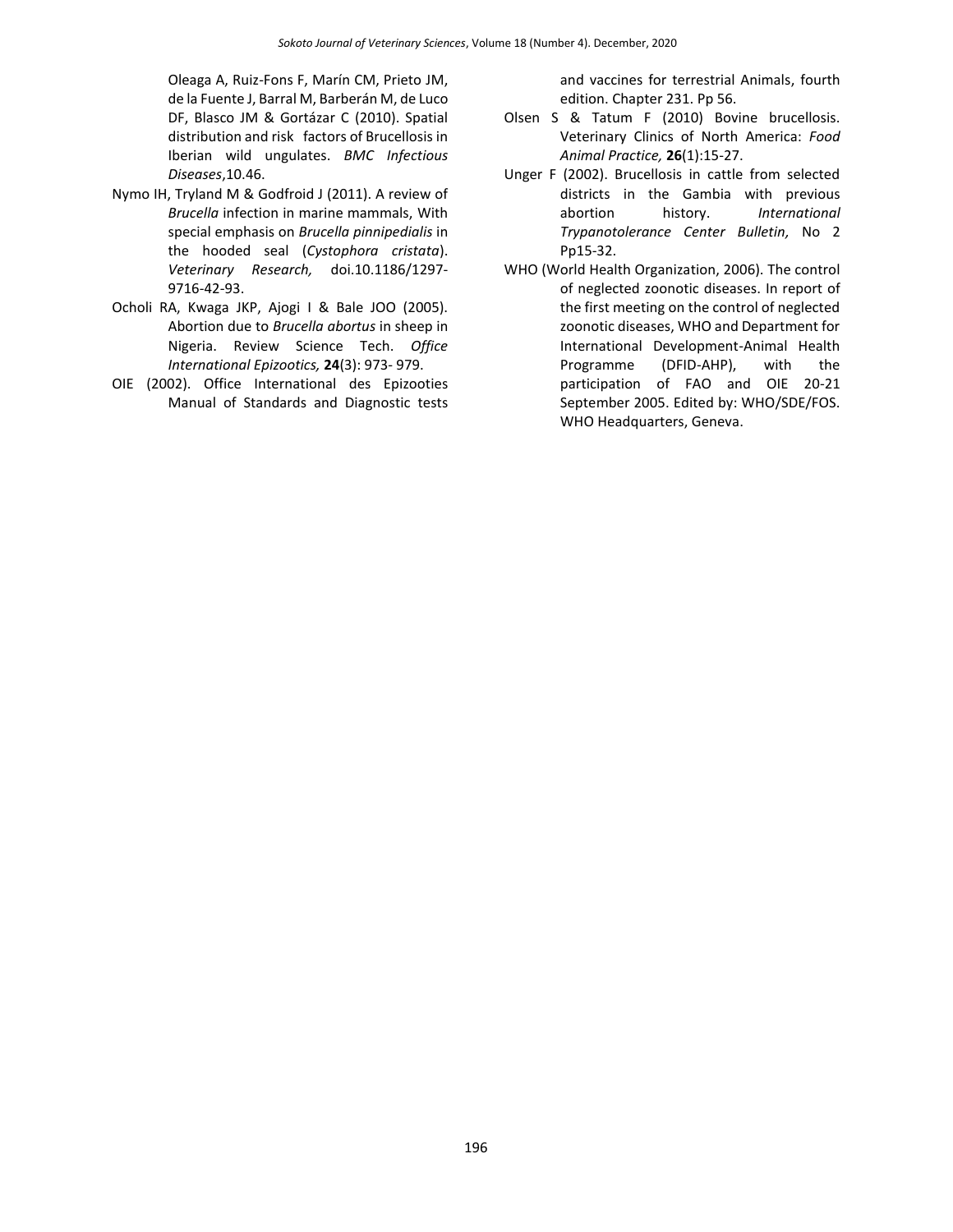Oleaga A, Ruiz-Fons F, Marín CM, Prieto JM, de la Fuente J, Barral M, Barberán M, de Luco DF, Blasco JM & Gortázar C (2010). Spatial distribution and risk factors of Brucellosis in Iberian wild ungulates. *BMC Infectious Diseases*,10.46.

Nymo IH, Tryland M & Godfroid J (2011). A review of *Brucella* infection in marine mammals, With special emphasis on *Brucella pinnipedialis* in the hooded seal (*Cystophora cristata*). *Veterinary Research,* doi.10.1186/1297-9716-42-93.

Ocholi RA, Kwaga JKP, Ajogi I & Bale JOO (2005). Abortion due to *Brucella abortus* in sheep in Nigeria. Review Science Tech. *Office International Epizootics,* **24**(3): 973- 979.

OIE (2002). Office International des Epizooties Manual of Standards and Diagnostic tests and vaccines for terrestrial Animals, fourth edition. Chapter 231. Pp 56.

Olsen S & Tatum F (2010) Bovine brucellosis. Veterinary Clinics of North America: *Food Animal Practice,* **26**(1):15-27.

Unger F (2002). Brucellosis in cattle from selected districts in the Gambia with previous abortion history. *International Trypanotolerance Center Bulletin,* No 2 Pp15-32.

WHO (World Health Organization, 2006). The control of neglected zoonotic diseases. In report of the first meeting on the control of neglected zoonotic diseases, WHO and Department for International Development-Animal Health Programme (DFID-AHP), with the participation of FAO and OIE 20-21 September 2005. Edited by: WHO/SDE/FOS. WHO Headquarters, Geneva.